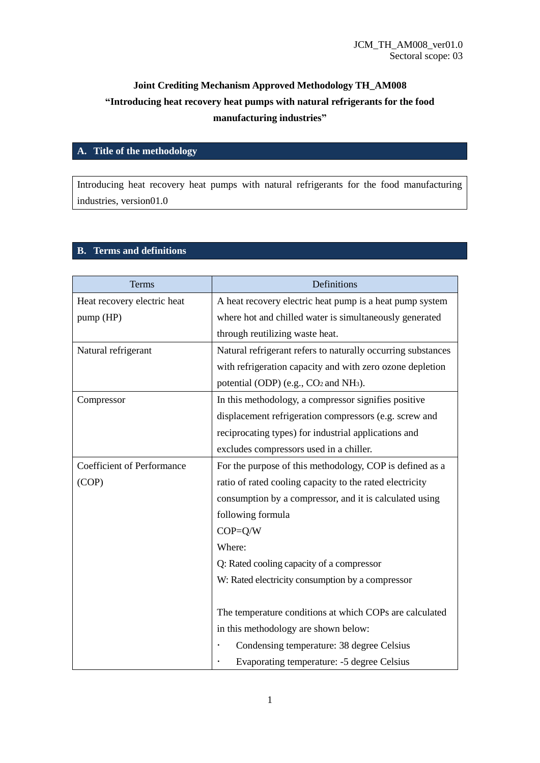JCM_TH_AM008_ver01.0
Sectoral scope: 03

**Joint Crediting Mechanism Approved Methodology TH_AM008**
**"Introducing heat recovery heat pumps with natural refrigerants for the food manufacturing industries"**

## A. Title of the methodology

Introducing heat recovery heat pumps with natural refrigerants for the food manufacturing industries, version01.0

## B. Terms and definitions

| Terms | Definitions |
|---|---|
| Heat recovery electric heat pump (HP) | A heat recovery electric heat pump is a heat pump system where hot and chilled water is simultaneously generated through reutilizing waste heat. |
| Natural refrigerant | Natural refrigerant refers to naturally occurring substances with refrigeration capacity and with zero ozone depletion potential (ODP) (e.g., $CO_2$ and $NH_3$). |
| Compressor | In this methodology, a compressor signifies positive displacement refrigeration compressors (e.g. screw and reciprocating types) for industrial applications and excludes compressors used in a chiller. |
| Coefficient of Performance (COP) | For the purpose of this methodology, COP is defined as a ratio of rated cooling capacity to the rated electricity consumption by a compressor, and it is calculated using following formula<br>COP=Q/W<br>Where:<br>Q: Rated cooling capacity of a compressor<br>W: Rated electricity consumption by a compressor<br><br>The temperature conditions at which COPs are calculated in this methodology are shown below:<br>· Condensing temperature: 38 degree Celsius<br>· Evaporating temperature: -5 degree Celsius |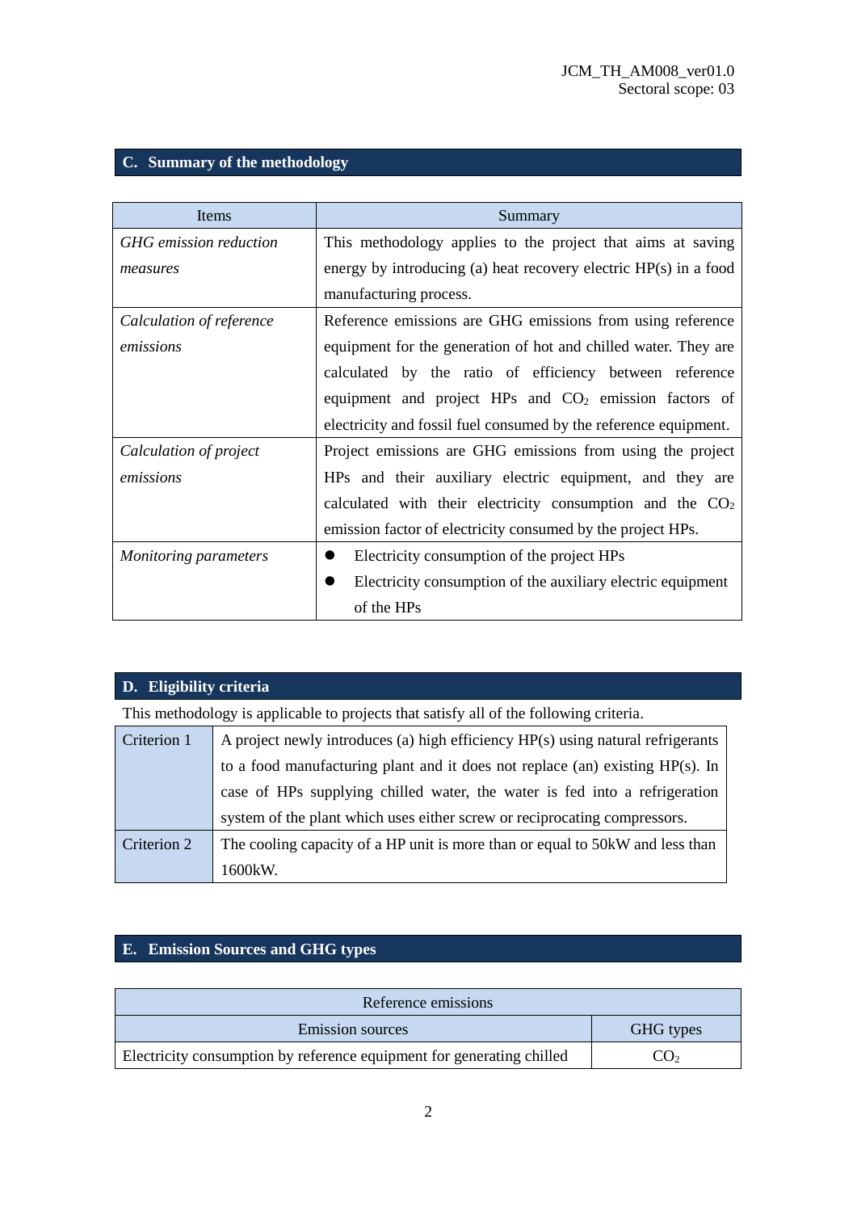## C. Summary of the methodology

| Items | Summary |
|---|---|
| *GHG emission reduction measures* | This methodology applies to the project that aims at saving energy by introducing (a) heat recovery electric HP(s) in a food manufacturing process. |
| *Calculation of reference emissions* | Reference emissions are GHG emissions from using reference equipment for the generation of hot and chilled water. They are calculated by the ratio of efficiency between reference equipment and project HPs and $CO_2$ emission factors of electricity and fossil fuel consumed by the reference equipment. |
| *Calculation of project emissions* | Project emissions are GHG emissions from using the project HPs and their auxiliary electric equipment, and they are calculated with their electricity consumption and the $CO_2$ emission factor of electricity consumed by the project HPs. |
| *Monitoring parameters* | • Electricity consumption of the project HPs<br>• Electricity consumption of the auxiliary electric equipment of the HPs |

## D. Eligibility criteria

This methodology is applicable to projects that satisfy all of the following criteria.

| | |
|---|---|
| Criterion 1 | A project newly introduces (a) high efficiency HP(s) using natural refrigerants to a food manufacturing plant and it does not replace (an) existing HP(s). In case of HPs supplying chilled water, the water is fed into a refrigeration system of the plant which uses either screw or reciprocating compressors. |
| Criterion 2 | The cooling capacity of a HP unit is more than or equal to 50kW and less than 1600kW. |

## E. Emission Sources and GHG types

| Reference emissions | |
|---|---|
| Emission sources | GHG types |
| Electricity consumption by reference equipment for generating chilled | $CO_2$ |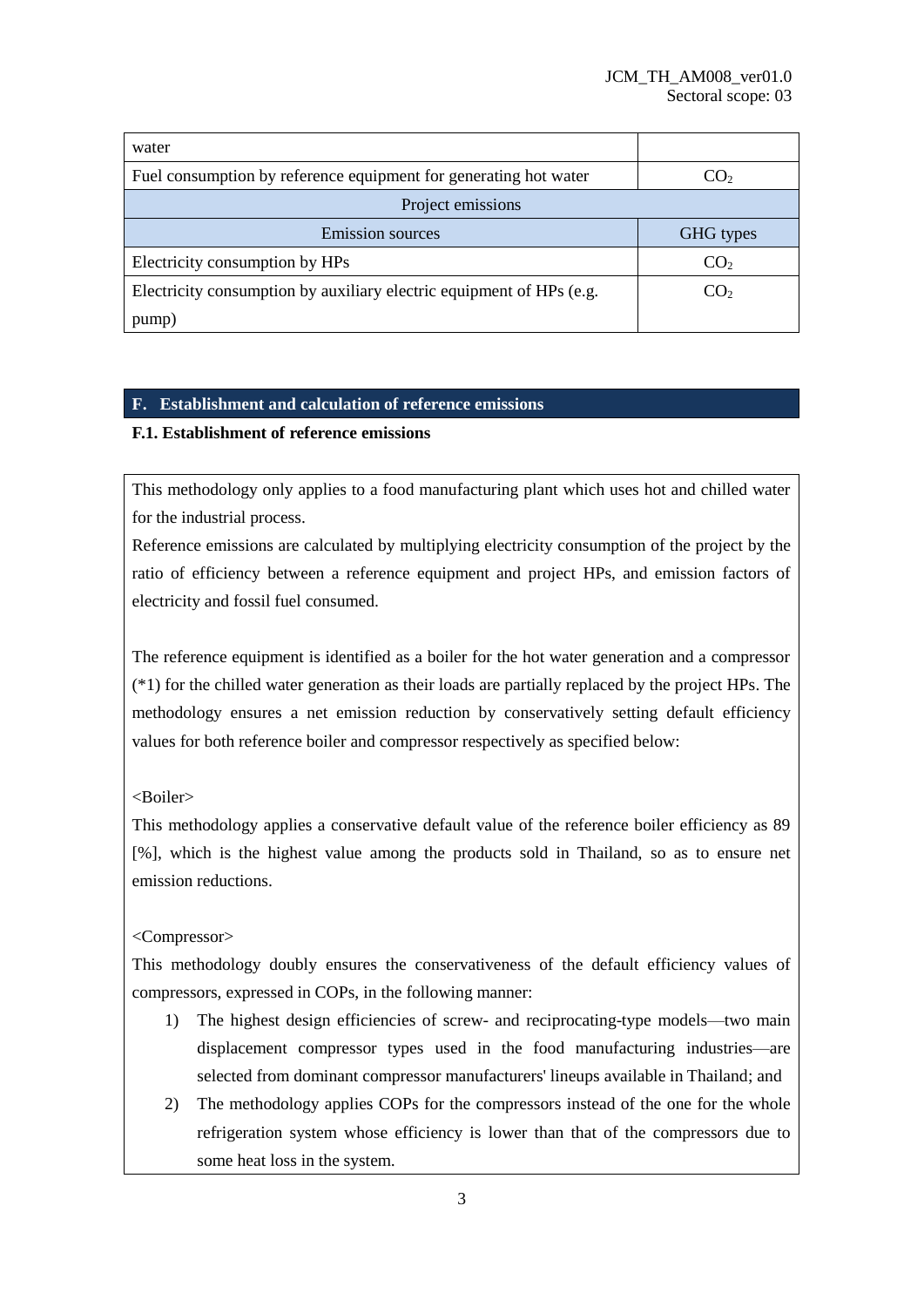| | |
|---|---|
| water | |
| Fuel consumption by reference equipment for generating hot water | $CO_2$ |
| Project emissions | |
| Emission sources | GHG types |
| Electricity consumption by HPs | $CO_2$ |
| Electricity consumption by auxiliary electric equipment of HPs (e.g. pump) | $CO_2$ |

## F. Establishment and calculation of reference emissions

### F.1. Establishment of reference emissions

This methodology only applies to a food manufacturing plant which uses hot and chilled water for the industrial process.

Reference emissions are calculated by multiplying electricity consumption of the project by the ratio of efficiency between a reference equipment and project HPs, and emission factors of electricity and fossil fuel consumed.

The reference equipment is identified as a boiler for the hot water generation and a compressor (*1) for the chilled water generation as their loads are partially replaced by the project HPs. The methodology ensures a net emission reduction by conservatively setting default efficiency values for both reference boiler and compressor respectively as specified below:

<Boiler>

This methodology applies a conservative default value of the reference boiler efficiency as 89 [%], which is the highest value among the products sold in Thailand, so as to ensure net emission reductions.

<Compressor>

This methodology doubly ensures the conservativeness of the default efficiency values of compressors, expressed in COPs, in the following manner:

1) The highest design efficiencies of screw- and reciprocating-type models—two main displacement compressor types used in the food manufacturing industries—are selected from dominant compressor manufacturers' lineups available in Thailand; and
2) The methodology applies COPs for the compressors instead of the one for the whole refrigeration system whose efficiency is lower than that of the compressors due to some heat loss in the system.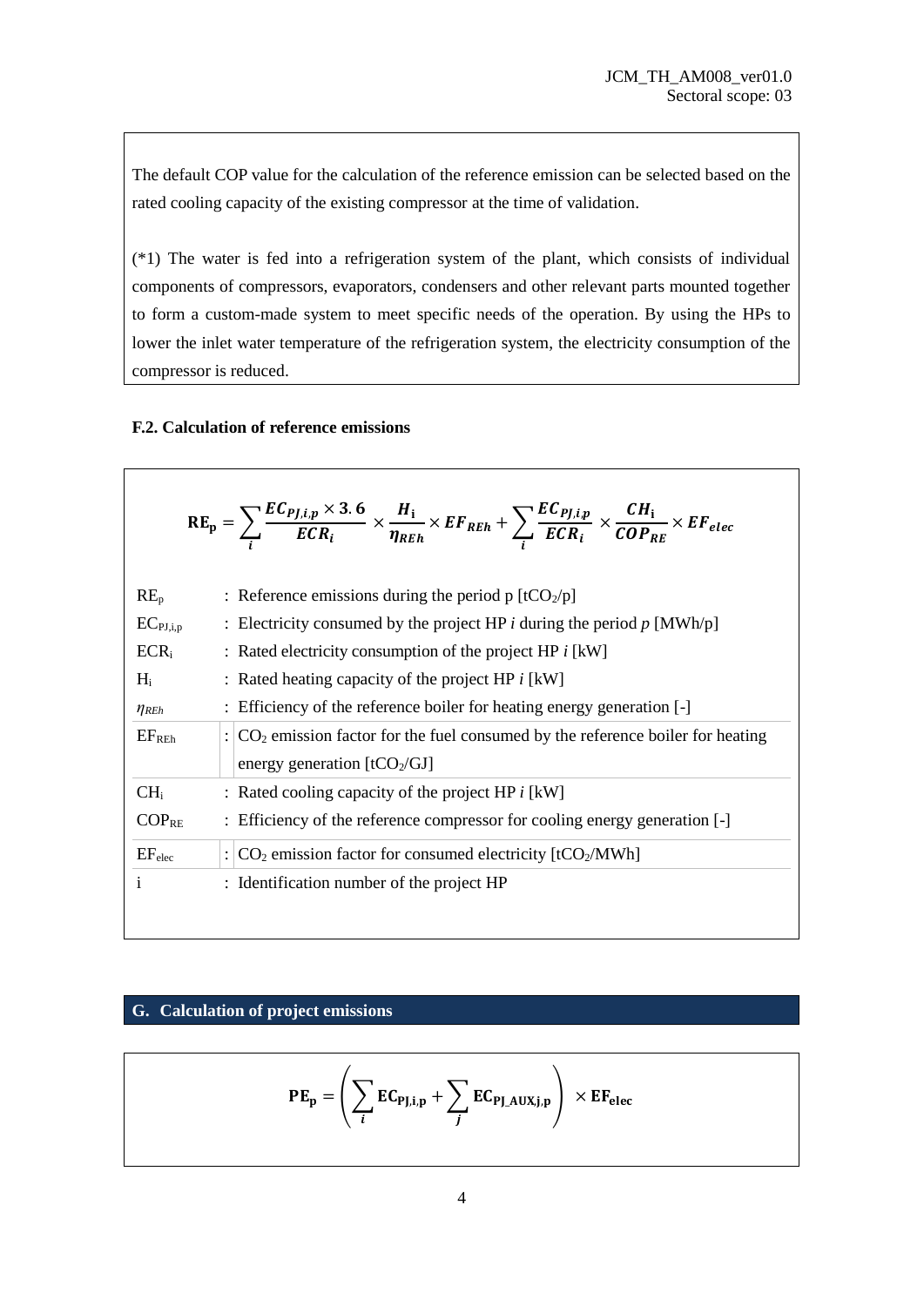The default COP value for the calculation of the reference emission can be selected based on the rated cooling capacity of the existing compressor at the time of validation.

(*1) The water is fed into a refrigeration system of the plant, which consists of individual components of compressors, evaporators, condensers and other relevant parts mounted together to form a custom-made system to meet specific needs of the operation. By using the HPs to lower the inlet water temperature of the refrigeration system, the electricity consumption of the compressor is reduced.

### F.2. Calculation of reference emissions

$$\mathbf{RE_p} = \sum_i \frac{EC_{PJ,i,p} \times 3.6}{ECR_i} \times \frac{H_i}{\eta_{REh}} \times EF_{REh} + \sum_i \frac{EC_{PJ,i,p}}{ECR_i} \times \frac{CH_i}{COP_{RE}} \times EF_{elec}$$

| | |
|---|---|
| $RE_p$ | : Reference emissions during the period p [$tCO_2$/p] |
| $EC_{PJ,i,p}$ | : Electricity consumed by the project HP *i* during the period *p* [MWh/p] |
| $ECR_i$ | : Rated electricity consumption of the project HP *i* [kW] |
| $H_i$ | : Rated heating capacity of the project HP *i* [kW] |
| $\eta_{REh}$ | : Efficiency of the reference boiler for heating energy generation [-] |
| $EF_{REh}$ | : $CO_2$ emission factor for the fuel consumed by the reference boiler for heating energy generation [$tCO_2$/GJ] |
| $CH_i$ | : Rated cooling capacity of the project HP *i* [kW] |
| $COP_{RE}$ | : Efficiency of the reference compressor for cooling energy generation [-] |
| $EF_{elec}$ | : $CO_2$ emission factor for consumed electricity [$tCO_2$/MWh] |
| i | : Identification number of the project HP |

## G. Calculation of project emissions

$$\mathbf{PE_p} = \left( \sum_i \mathbf{EC_{PJ,i,p}} + \sum_j \mathbf{EC_{PJ\_AUX,j,p}} \right) \times \mathbf{EF_{elec}}$$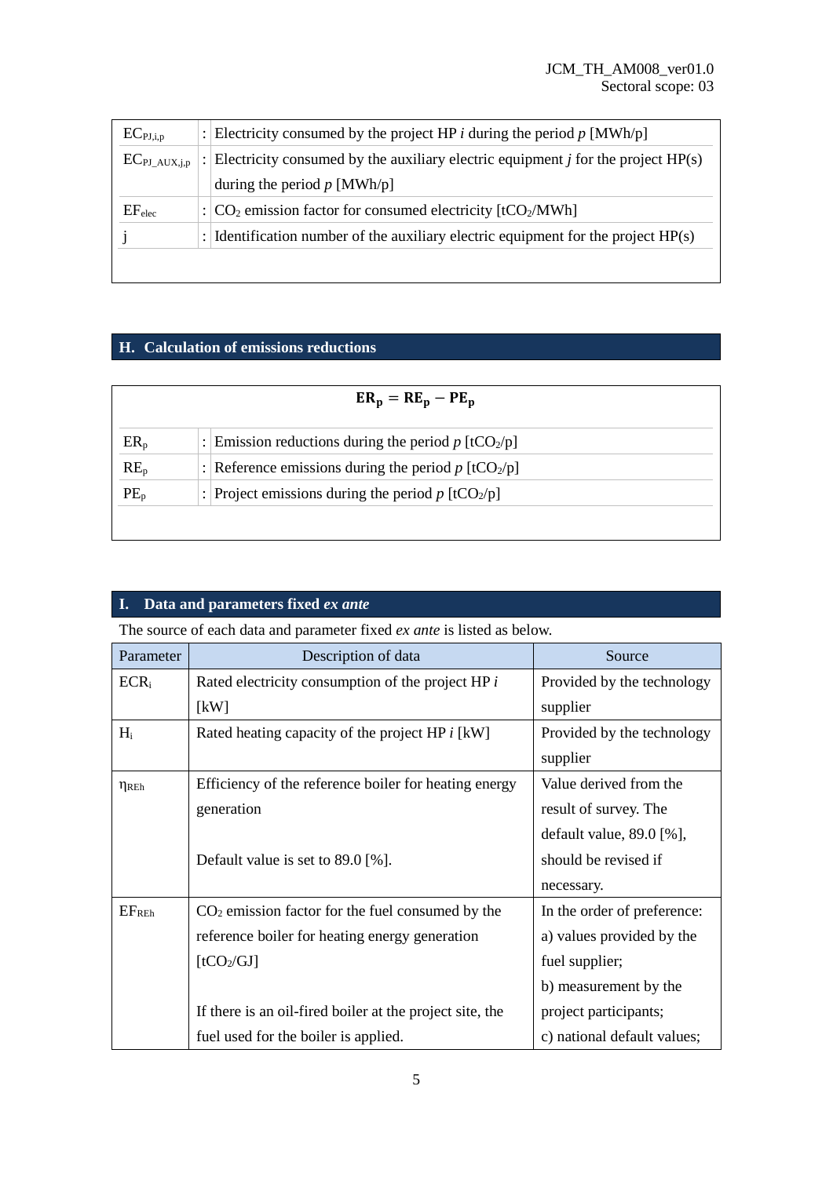| | | |
|---|---|---|
| $EC_{PJ,i,p}$ | : | Electricity consumed by the project HP *i* during the period *p* [MWh/p] |
| $EC_{PJ\_AUX,j,p}$ | : | Electricity consumed by the auxiliary electric equipment *j* for the project HP(s) during the period *p* [MWh/p] |
| $EF_{elec}$ | : | $CO_2$ emission factor for consumed electricity [$tCO_2$/MWh] |
| j | : | Identification number of the auxiliary electric equipment for the project HP(s) |

## H. Calculation of emissions reductions

$$\mathbf{ER_p = RE_p - PE_p}$$

| | | |
|---|---|---|
| $ER_p$ | : | Emission reductions during the period *p* [$tCO_2$/p] |
| $RE_p$ | : | Reference emissions during the period *p* [$tCO_2$/p] |
| $PE_p$ | : | Project emissions during the period *p* [$tCO_2$/p] |

## I. Data and parameters fixed *ex ante*

The source of each data and parameter fixed *ex ante* is listed as below.

| Parameter | Description of data | Source |
|---|---|---|
| $ECR_i$ | Rated electricity consumption of the project HP *i* [kW] | Provided by the technology supplier |
| $H_i$ | Rated heating capacity of the project HP *i* [kW] | Provided by the technology supplier |
| $\eta_{REh}$ | Efficiency of the reference boiler for heating energy generation<br><br>Default value is set to 89.0 [%]. | Value derived from the result of survey. The default value, 89.0 [%], should be revised if necessary. |
| $EF_{REh}$ | $CO_2$ emission factor for the fuel consumed by the reference boiler for heating energy generation [$tCO_2$/GJ]<br><br>If there is an oil-fired boiler at the project site, the fuel used for the boiler is applied. | In the order of preference:<br>a) values provided by the fuel supplier;<br>b) measurement by the project participants;<br>c) national default values; |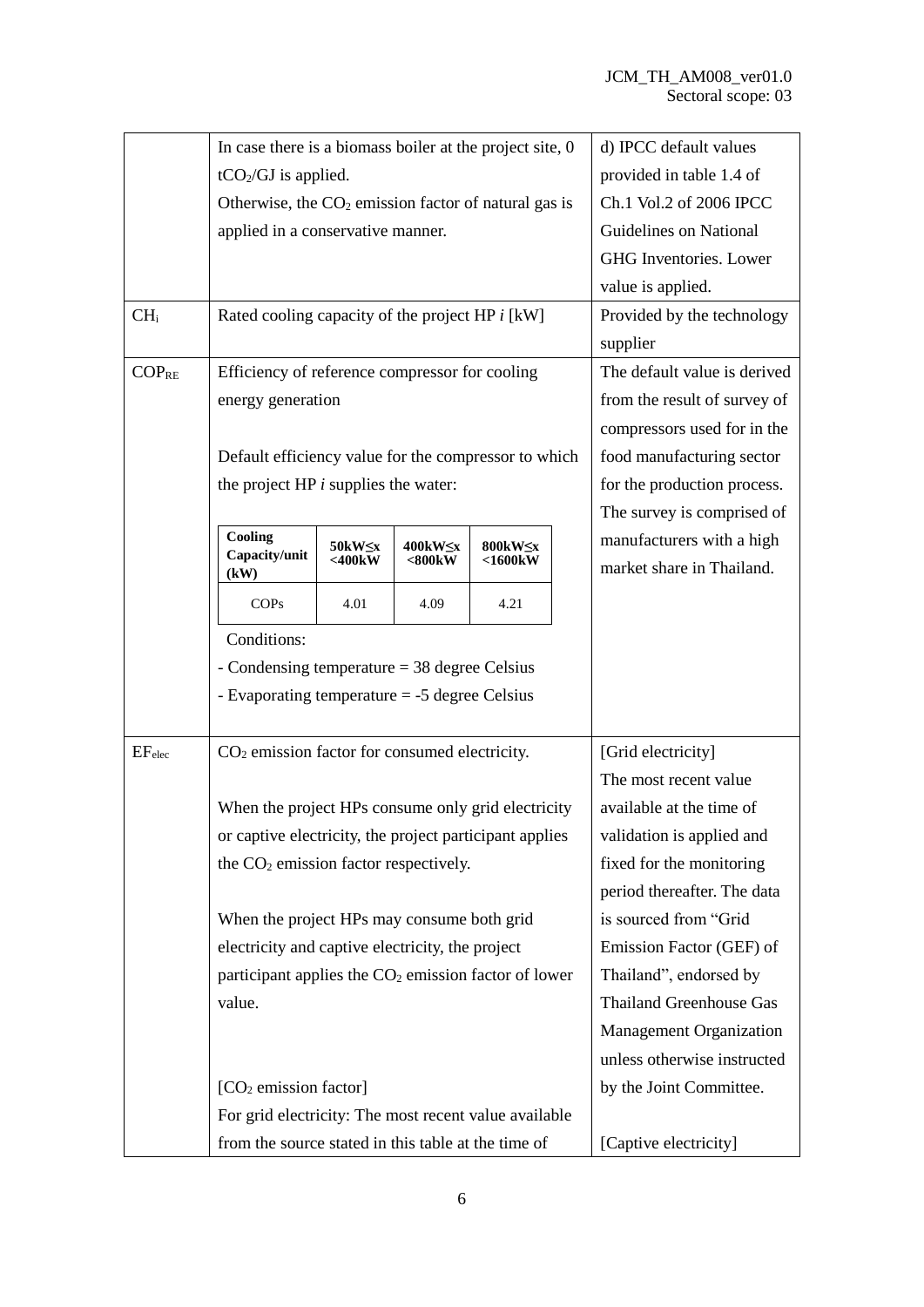| | | |
|---|---|---|
| | In case there is a biomass boiler at the project site, 0 $tCO_2/GJ$ is applied.<br>Otherwise, the $CO_2$ emission factor of natural gas is applied in a conservative manner. | d) IPCC default values provided in table 1.4 of Ch.1 Vol.2 of 2006 IPCC Guidelines on National GHG Inventories. Lower value is applied. |
| $CH_i$ | Rated cooling capacity of the project HP *i* [kW] | Provided by the technology supplier |
| $COP_{RE}$ | Efficiency of reference compressor for cooling energy generation<br><br>Default efficiency value for the compressor to which the project HP *i* supplies the water:<br><br>**Cooling Capacity/unit (kW)**: **50kW≤x <400kW** / **400kW≤x <800kW** / **800kW≤x <1600kW**<br>COPs: 4.01 / 4.09 / 4.21<br><br>Conditions:<br>- Condensing temperature = 38 degree Celsius<br>- Evaporating temperature = -5 degree Celsius | The default value is derived from the result of survey of compressors used for in the food manufacturing sector for the production process. The survey is comprised of manufacturers with a high market share in Thailand. |
| $EF_{elec}$ | $CO_2$ emission factor for consumed electricity.<br><br>When the project HPs consume only grid electricity or captive electricity, the project participant applies the $CO_2$ emission factor respectively.<br><br>When the project HPs may consume both grid electricity and captive electricity, the project participant applies the $CO_2$ emission factor of lower value.<br><br>[$CO_2$ emission factor]<br>For grid electricity: The most recent value available from the source stated in this table at the time of | [Grid electricity]<br>The most recent value available at the time of validation is applied and fixed for the monitoring period thereafter. The data is sourced from "Grid Emission Factor (GEF) of Thailand", endorsed by Thailand Greenhouse Gas Management Organization unless otherwise instructed by the Joint Committee.<br><br>[Captive electricity] |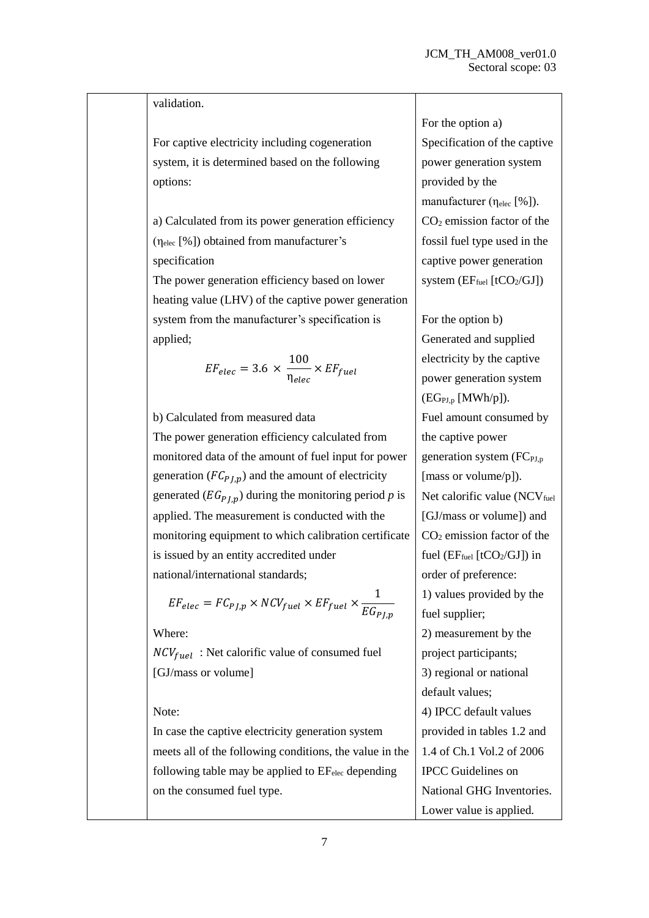| | validation.<br><br>For captive electricity including cogeneration system, it is determined based on the following options:<br><br>a) Calculated from its power generation efficiency ($\eta_{elec}$ [%]) obtained from manufacturer's specification<br>The power generation efficiency based on lower heating value (LHV) of the captive power generation system from the manufacturer's specification is applied;<br>$$EF_{elec} = 3.6 \times \frac{100}{\eta_{elec}} \times EF_{fuel}$$<br><br>b) Calculated from measured data<br>The power generation efficiency calculated from monitored data of the amount of fuel input for power generation ($FC_{PJ,p}$) and the amount of electricity generated ($EG_{PJ,p}$) during the monitoring period *p* is applied. The measurement is conducted with the monitoring equipment to which calibration certificate is issued by an entity accredited under national/international standards;<br>$$EF_{elec} = FC_{PJ,p} \times NCV_{fuel} \times EF_{fuel} \times \frac{1}{EG_{PJ,p}}$$<br>Where:<br>$NCV_{fuel}$ : Net calorific value of consumed fuel [GJ/mass or volume]<br><br>Note:<br>In case the captive electricity generation system meets all of the following conditions, the value in the following table may be applied to $EF_{elec}$ depending on the consumed fuel type. | For the option a)<br>Specification of the captive power generation system provided by the manufacturer ($\eta_{elec}$ [%]).<br>$CO_2$ emission factor of the fossil fuel type used in the captive power generation system ($EF_{fuel}$ [$tCO_2/GJ$])<br><br>For the option b)<br>Generated and supplied electricity by the captive power generation system ($EG_{PJ,p}$ [MWh/p]).<br>Fuel amount consumed by the captive power generation system ($FC_{PJ,p}$ [mass or volume/p]).<br>Net calorific value ($NCV_{fuel}$ [GJ/mass or volume]) and $CO_2$ emission factor of the fuel ($EF_{fuel}$ [$tCO_2/GJ$]) in order of preference:<br>1) values provided by the fuel supplier;<br>2) measurement by the project participants;<br>3) regional or national default values;<br>4) IPCC default values provided in tables 1.2 and 1.4 of Ch.1 Vol.2 of 2006 IPCC Guidelines on National GHG Inventories. Lower value is applied. |
|---|---|---|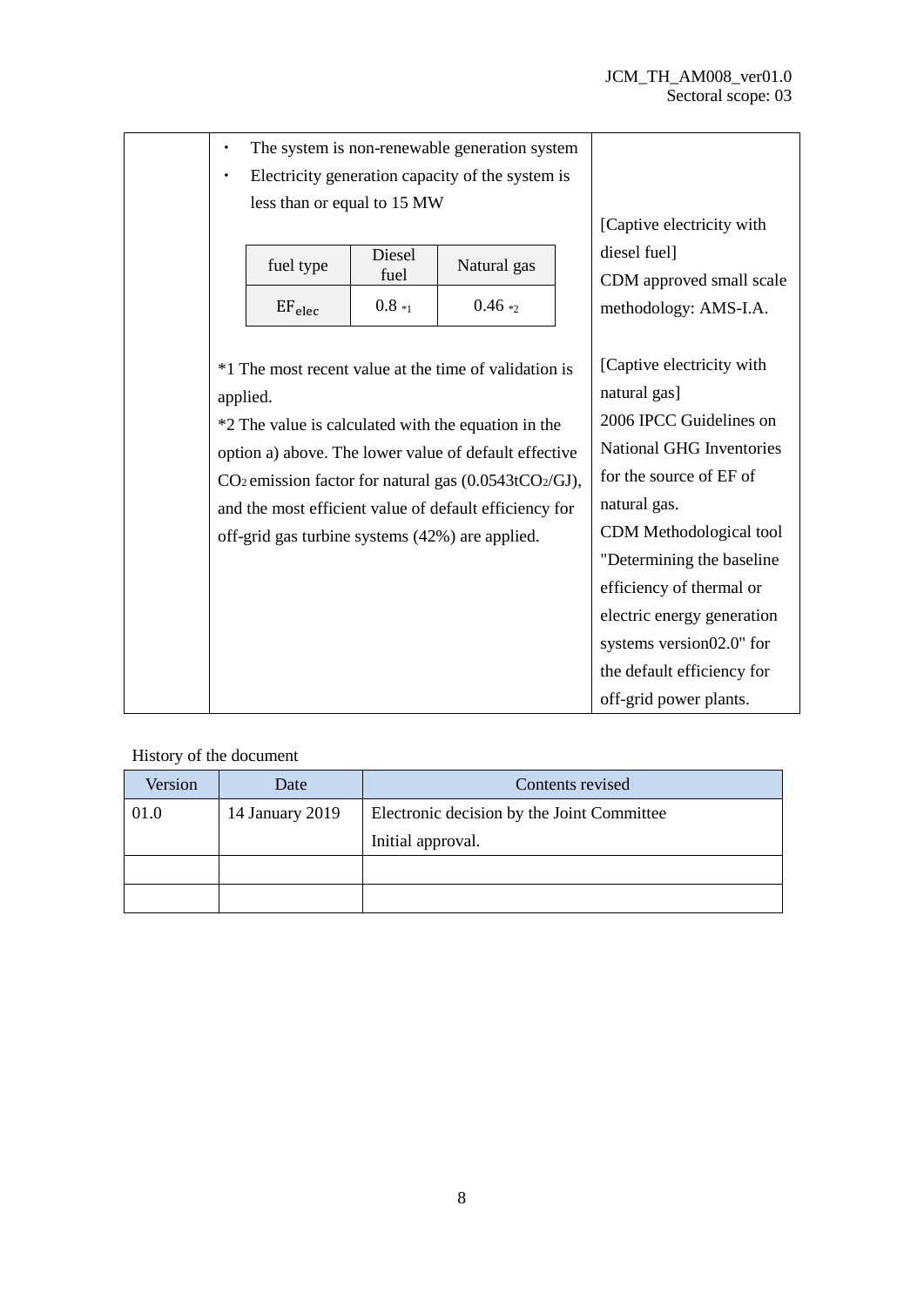| | | |
|---|---|---|
| | ・ The system is non-renewable generation system<br>・ Electricity generation capacity of the system is less than or equal to 15 MW<br><br>fuel type / Diesel fuel / Natural gas<br>$EF_{elec}$ / 0.8 *1 / 0.46 *2<br><br>*1 The most recent value at the time of validation is applied.<br>*2 The value is calculated with the equation in the option a) above. The lower value of default effective $CO_2$ emission factor for natural gas (0.0543t$CO_2$/GJ), and the most efficient value of default efficiency for off-grid gas turbine systems (42%) are applied. | [Captive electricity with diesel fuel]<br>CDM approved small scale methodology: AMS-I.A.<br><br>[Captive electricity with natural gas]<br>2006 IPCC Guidelines on National GHG Inventories for the source of EF of natural gas.<br>CDM Methodological tool "Determining the baseline efficiency of thermal or electric energy generation systems version02.0" for the default efficiency for off-grid power plants. |

History of the document

| Version | Date | Contents revised |
|---|---|---|
| 01.0 | 14 January 2019 | Electronic decision by the Joint Committee<br>Initial approval. |
| | | |
| | | |